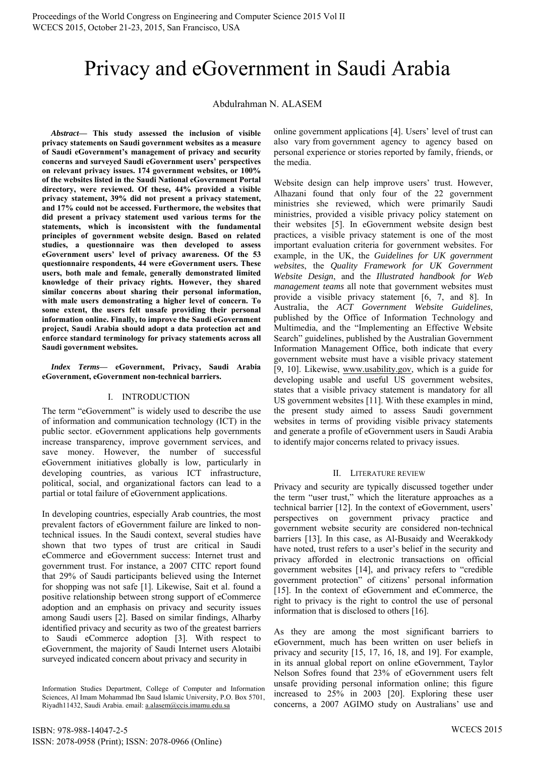# Privacy and eGovernment in Saudi Arabia

Abdulrahman N. ALASEM

***Abstract*— This study assessed the inclusion of visible privacy statements on Saudi government websites as a measure of Saudi eGovernment's management of privacy and security concerns and surveyed Saudi eGovernment users' perspectives on relevant privacy issues. 174 government websites, or 100% of the websites listed in the Saudi National eGovernment Portal directory, were reviewed. Of these, 44% provided a visible privacy statement, 39% did not present a privacy statement, and 17% could not be accessed. Furthermore, the websites that did present a privacy statement used various terms for the statements, which is inconsistent with the fundamental principles of government website design. Based on related studies, a questionnaire was then developed to assess eGovernment users' level of privacy awareness. Of the 53 questionnaire respondents, 44 were eGovernment users. These users, both male and female, generally demonstrated limited knowledge of their privacy rights. However, they shared similar concerns about sharing their personal information, with male users demonstrating a higher level of concern. To some extent, the users felt unsafe providing their personal information online. Finally, to improve the Saudi eGovernment project, Saudi Arabia should adopt a data protection act and enforce standard terminology for privacy statements across all Saudi government websites.**

***Index Terms*— eGovernment, Privacy, Saudi Arabia eGovernment, eGovernment non-technical barriers.**

## I. INTRODUCTION

The term "eGovernment" is widely used to describe the use of information and communication technology (ICT) in the public sector. eGovernment applications help governments increase transparency, improve government services, and save money. However, the number of successful eGovernment initiatives globally is low, particularly in developing countries, as various ICT infrastructure, political, social, and organizational factors can lead to a partial or total failure of eGovernment applications.

In developing countries, especially Arab countries, the most prevalent factors of eGovernment failure are linked to non-technical issues. In the Saudi context, several studies have shown that two types of trust are critical in Saudi eCommerce and eGovernment success: Internet trust and government trust. For instance, a 2007 CITC report found that 29% of Saudi participants believed using the Internet for shopping was not safe [1]. Likewise, Sait et al. found a positive relationship between strong support of eCommerce adoption and an emphasis on privacy and security issues among Saudi users [2]. Based on similar findings, Alharby identified privacy and security as two of the greatest barriers to Saudi eCommerce adoption [3]. With respect to eGovernment, the majority of Saudi Internet users Alotaibi surveyed indicated concern about privacy and security in online government applications [4]. Users' level of trust can also vary from government agency to agency based on personal experience or stories reported by family, friends, or the media.

Information Studies Department, College of Computer and Information Sciences, Al Imam Mohammad Ibn Saud Islamic University, P.O. Box 5701, Riyadh11432, Saudi Arabia. email: a.alasem@ccis.imamu.edu.sa

Website design can help improve users' trust. However, Alhazani found that only four of the 22 government ministries she reviewed, which were primarily Saudi ministries, provided a visible privacy policy statement on their websites [5]. In eGovernment website design best practices, a visible privacy statement is one of the most important evaluation criteria for government websites. For example, in the UK, the *Guidelines for UK government websites*, the *Quality Framework for UK Government Website Design*, and the *Illustrated handbook for Web management teams* all note that government websites must provide a visible privacy statement [6, 7, and 8]. In Australia, the *ACT Government Website Guidelines,* published by the Office of Information Technology and Multimedia, and the "Implementing an Effective Website Search" guidelines, published by the Australian Government Information Management Office, both indicate that every government website must have a visible privacy statement [9, 10]. Likewise, www.usability.gov, which is a guide for developing usable and useful US government websites, states that a visible privacy statement is mandatory for all US government websites [11]. With these examples in mind, the present study aimed to assess Saudi government websites in terms of providing visible privacy statements and generate a profile of eGovernment users in Saudi Arabia to identify major concerns related to privacy issues.

## II. LITERATURE REVIEW

Privacy and security are typically discussed together under the term "user trust," which the literature approaches as a technical barrier [12]. In the context of eGovernment, users' perspectives on government privacy practice and government website security are considered non-technical barriers [13]. In this case, as Al-Busaidy and Weerakkody have noted, trust refers to a user's belief in the security and privacy afforded in electronic transactions on official government websites [14], and privacy refers to "credible government protection" of citizens' personal information [15]. In the context of eGovernment and eCommerce, the right to privacy is the right to control the use of personal information that is disclosed to others [16].

As they are among the most significant barriers to eGovernment, much has been written on user beliefs in privacy and security [15, 17, 16, 18, and 19]. For example, in its annual global report on online eGovernment, Taylor Nelson Sofres found that 23% of eGovernment users felt unsafe providing personal information online; this figure increased to 25% in 2003 [20]. Exploring these user concerns, a 2007 AGIMO study on Australians' use and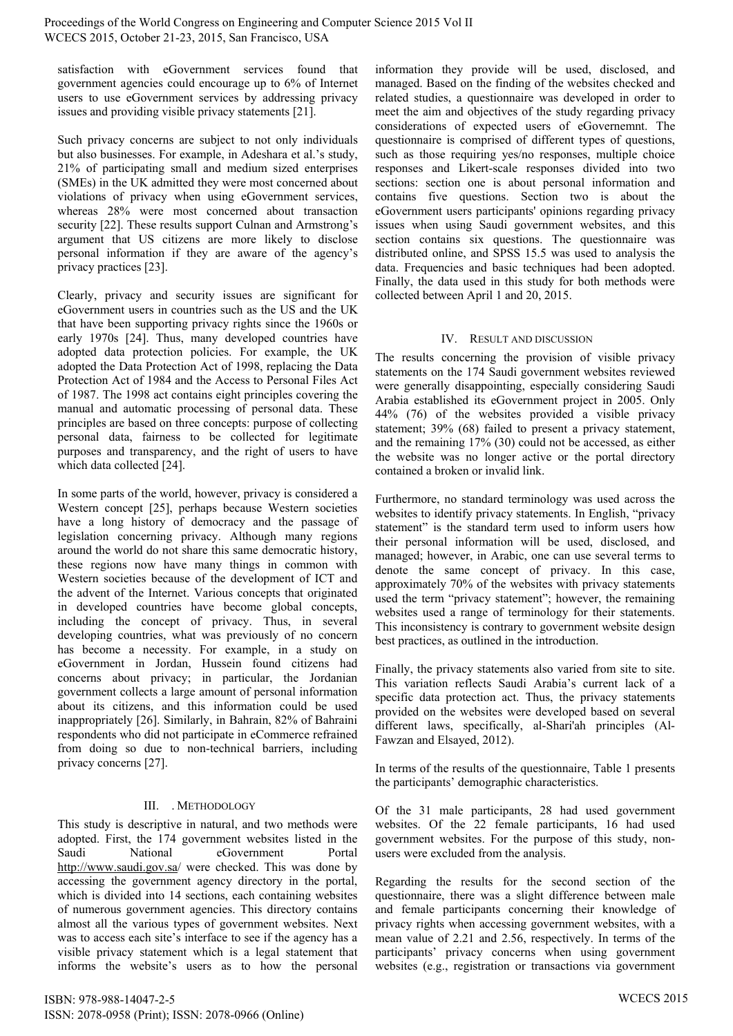satisfaction with eGovernment services found that government agencies could encourage up to 6% of Internet users to use eGovernment services by addressing privacy issues and providing visible privacy statements [21].

Such privacy concerns are subject to not only individuals but also businesses. For example, in Adeshara et al.'s study, 21% of participating small and medium sized enterprises (SMEs) in the UK admitted they were most concerned about violations of privacy when using eGovernment services, whereas 28% were most concerned about transaction security [22]. These results support Culnan and Armstrong's argument that US citizens are more likely to disclose personal information if they are aware of the agency's privacy practices [23].

Clearly, privacy and security issues are significant for eGovernment users in countries such as the US and the UK that have been supporting privacy rights since the 1960s or early 1970s [24]. Thus, many developed countries have adopted data protection policies. For example, the UK adopted the Data Protection Act of 1998, replacing the Data Protection Act of 1984 and the Access to Personal Files Act of 1987. The 1998 act contains eight principles covering the manual and automatic processing of personal data. These principles are based on three concepts: purpose of collecting personal data, fairness to be collected for legitimate purposes and transparency, and the right of users to have which data collected [24].

In some parts of the world, however, privacy is considered a Western concept [25], perhaps because Western societies have a long history of democracy and the passage of legislation concerning privacy. Although many regions around the world do not share this same democratic history, these regions now have many things in common with Western societies because of the development of ICT and the advent of the Internet. Various concepts that originated in developed countries have become global concepts, including the concept of privacy. Thus, in several developing countries, what was previously of no concern has become a necessity. For example, in a study on eGovernment in Jordan, Hussein found citizens had concerns about privacy; in particular, the Jordanian government collects a large amount of personal information about its citizens, and this information could be used inappropriately [26]. Similarly, in Bahrain, 82% of Bahraini respondents who did not participate in eCommerce refrained from doing so due to non-technical barriers, including privacy concerns [27].

## III. . METHODOLOGY

This study is descriptive in natural, and two methods were adopted. First, the 174 government websites listed in the Saudi National eGovernment Portal http://www.saudi.gov.sa/ were checked. This was done by accessing the government agency directory in the portal, which is divided into 14 sections, each containing websites of numerous government agencies. This directory contains almost all the various types of government websites. Next was to access each site's interface to see if the agency has a visible privacy statement which is a legal statement that informs the website's users as to how the personal information they provide will be used, disclosed, and managed. Based on the finding of the websites checked and related studies, a questionnaire was developed in order to meet the aim and objectives of the study regarding privacy considerations of expected users of eGovernemnt. The questionnaire is comprised of different types of questions, such as those requiring yes/no responses, multiple choice responses and Likert-scale responses divided into two sections: section one is about personal information and contains five questions. Section two is about the eGovernment users participants' opinions regarding privacy issues when using Saudi government websites, and this section contains six questions. The questionnaire was distributed online, and SPSS 15.5 was used to analysis the data. Frequencies and basic techniques had been adopted. Finally, the data used in this study for both methods were collected between April 1 and 20, 2015.

## IV. RESULT AND DISCUSSION

The results concerning the provision of visible privacy statements on the 174 Saudi government websites reviewed were generally disappointing, especially considering Saudi Arabia established its eGovernment project in 2005. Only 44% (76) of the websites provided a visible privacy statement; 39% (68) failed to present a privacy statement, and the remaining 17% (30) could not be accessed, as either the website was no longer active or the portal directory contained a broken or invalid link.

Furthermore, no standard terminology was used across the websites to identify privacy statements. In English, "privacy statement" is the standard term used to inform users how their personal information will be used, disclosed, and managed; however, in Arabic, one can use several terms to denote the same concept of privacy. In this case, approximately 70% of the websites with privacy statements used the term "privacy statement"; however, the remaining websites used a range of terminology for their statements. This inconsistency is contrary to government website design best practices, as outlined in the introduction.

Finally, the privacy statements also varied from site to site. This variation reflects Saudi Arabia's current lack of a specific data protection act. Thus, the privacy statements provided on the websites were developed based on several different laws, specifically, al-Shari'ah principles (Al-Fawzan and Elsayed, 2012).

In terms of the results of the questionnaire, Table 1 presents the participants' demographic characteristics.

Of the 31 male participants, 28 had used government websites. Of the 22 female participants, 16 had used government websites. For the purpose of this study, non-users were excluded from the analysis.

Regarding the results for the second section of the questionnaire, there was a slight difference between male and female participants concerning their knowledge of privacy rights when accessing government websites, with a mean value of 2.21 and 2.56, respectively. In terms of the participants' privacy concerns when using government websites (e.g., registration or transactions via government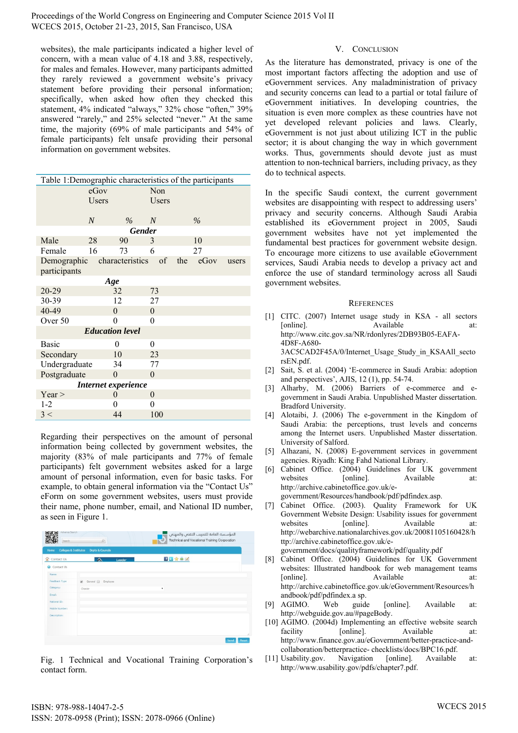websites), the male participants indicated a higher level of concern, with a mean value of 4.18 and 3.88, respectively, for males and females. However, many participants admitted they rarely reviewed a government website's privacy statement before providing their personal information; specifically, when asked how often they checked this statement, 4% indicated "always," 32% chose "often," 39% answered "rarely," and 25% selected "never." At the same time, the majority (69% of male participants and 54% of female participants) felt unsafe providing their personal information on government websites.

Table 1:Demographic characteristics of the participants

| | eGov Users | | Non Users | |
|---|---|---|---|---|
| | *N* | *%* | *N* | *%* |
| ***Gender*** | | | | |
| Male | 28 | 90 | 3 | 10 |
| Female | 16 | 73 | 6 | 27 |
| Demographic characteristics of the eGov users participants | | | | |
| ***Age*** | | | | |
| 20-29 | 32 | 73 | | |
| 30-39 | 12 | 27 | | |
| 40-49 | 0 | 0 | | |
| Over 50 | 0 | 0 | | |
| ***Education level*** | | | | |
| Basic | 0 | 0 | | |
| Secondary | 10 | 23 | | |
| Undergraduate | 34 | 77 | | |
| Postgraduate | 0 | 0 | | |
| ***Internet experience*** | | | | |
| Year > | 0 | 0 | | |
| 1-2 | 0 | 0 | | |
| 3 < | 44 | 100 | | |

Regarding their perspectives on the amount of personal information being collected by government websites, the majority (83% of male participants and 77% of female participants) felt government websites asked for a large amount of personal information, even for basic tasks. For example, to obtain general information via the "Contact Us" eForm on some government websites, users must provide their name, phone number, email, and National ID number, as seen in Figure 1.

Fig. 1 Technical and Vocational Training Corporation's contact form.

## V. Conclusion

As the literature has demonstrated, privacy is one of the most important factors affecting the adoption and use of eGovernment services. Any maladministration of privacy and security concerns can lead to a partial or total failure of eGovernment initiatives. In developing countries, the situation is even more complex as these countries have not yet developed relevant policies and laws. Clearly, eGovernment is not just about utilizing ICT in the public sector; it is about changing the way in which government works. Thus, governments should devote just as must attention to non-technical barriers, including privacy, as they do to technical aspects.

In the specific Saudi context, the current government websites are disappointing with respect to addressing users' privacy and security concerns. Although Saudi Arabia established its eGovernment project in 2005, Saudi government websites have not yet implemented the fundamental best practices for government website design. To encourage more citizens to use available eGovernment services, Saudi Arabia needs to develop a privacy act and enforce the use of standard terminology across all Saudi government websites.

## References

[1] CITC. (2007) Internet usage study in KSA - all sectors [online]. Available at: http://www.citc.gov.sa/NR/rdonlyres/2DB93B05-EAFA-4D8F-A680-3AC5CAD2F45A/0/Internet_Usage_Study_in_KSAAll_sectorsEN.pdf.

[2] Sait, S. et al. (2004) 'E-commerce in Saudi Arabia: adoption and perspectives', AJIS, 12 (1), pp. 54-74.

[3] Alharby, M. (2006) Barriers of e-commerce and e-government in Saudi Arabia. Unpublished Master dissertation. Bradford University.

[4] Alotaibi, J. (2006) The e-government in the Kingdom of Saudi Arabia: the perceptions, trust levels and concerns among the Internet users. Unpublished Master dissertation. University of Salford.

[5] Alhazani, N. (2008) E-government services in government agencies. Riyadh: King Fahd National Library.

[6] Cabinet Office. (2004) Guidelines for UK government websites [online]. Available at: http://archive.cabinetoffice.gov.uk/e-government/Resources/handbook/pdf/pdfindex.asp.

[7] Cabinet Office. (2003). Quality Framework for UK Government Website Design: Usability issues for government websites [online]. Available at: http://webarchive.nationalarchives.gov.uk/20081105160428/http://archive.cabinetoffice.gov.uk/e-government/docs/qualityframework/pdf/quality.pdf

[8] Cabinet Office. (2004) Guidelines for UK Government websites: Illustrated handbook for web management teams [online]. Available at: http://archive.cabinetoffice.gov.uk/eGovernment/Resources/handbook/pdf/pdfindex.a sp.

[9] AGIMO. Web guide [online]. Available at: http://webguide.gov.au/#pageBody.

[10] AGIMO. (2004d) Implementing an effective website search facility [online]. Available at: http://www.finance.gov.au/eGovernment/better-practice-and-collaboration/betterpractice- checklists/docs/BPC16.pdf.

[11] Usability.gov. Navigation [online]. Available at: http://www.usability.gov/pdfs/chapter7.pdf.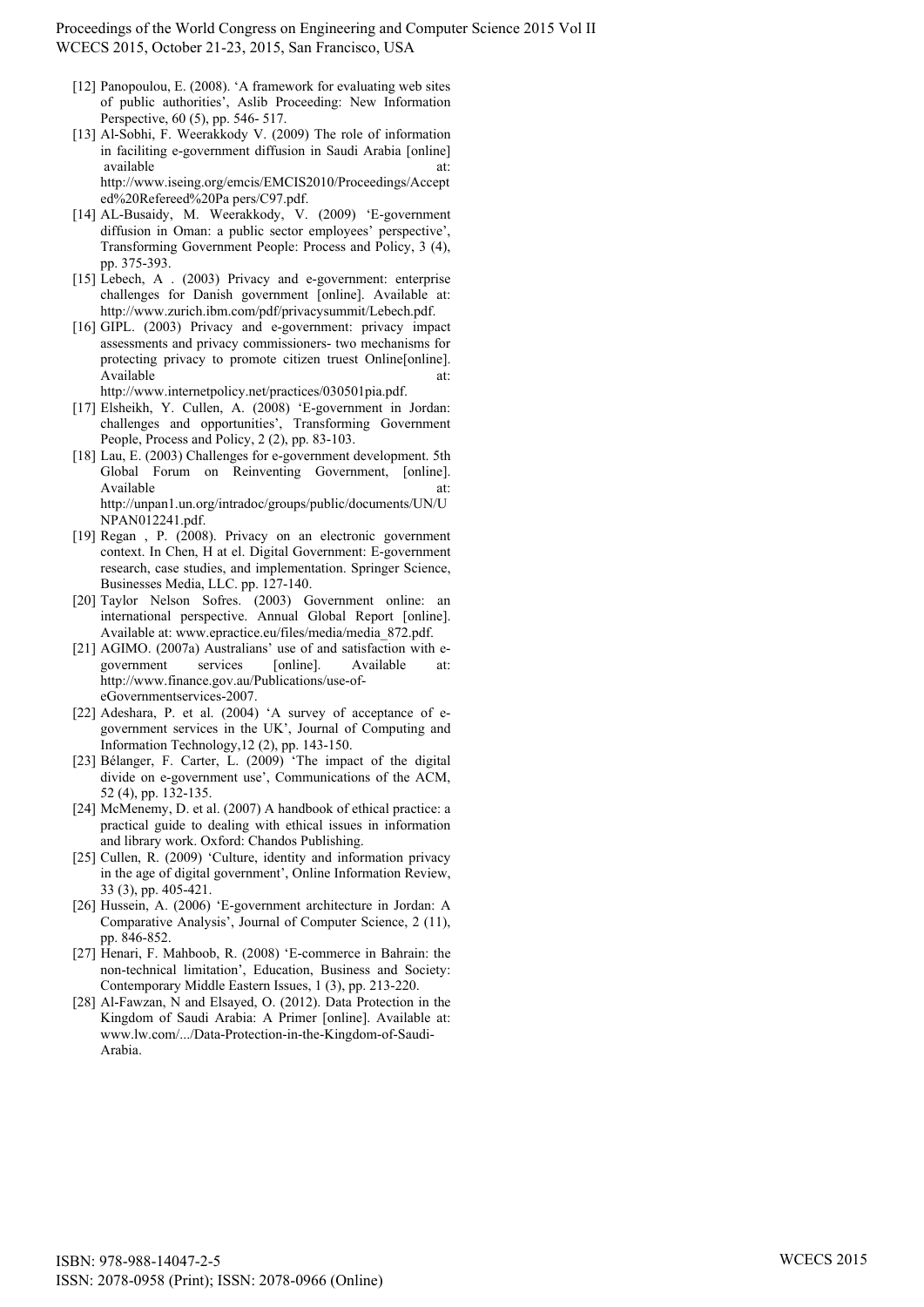[12] Panopoulou, E. (2008). 'A framework for evaluating web sites of public authorities', Aslib Proceeding: New Information Perspective, 60 (5), pp. 546- 517.

[13] Al-Sobhi, F. Weerakkody V. (2009) The role of information in faciliting e-government diffusion in Saudi Arabia [online] available at: http://www.iseing.org/emcis/EMCIS2010/Proceedings/Accepted%20Refereed%20Pa pers/C97.pdf.

[14] AL-Busaidy, M. Weerakkody, V. (2009) 'E-government diffusion in Oman: a public sector employees' perspective', Transforming Government People: Process and Policy, 3 (4), pp. 375-393.

[15] Lebech, A . (2003) Privacy and e-government: enterprise challenges for Danish government [online]. Available at: http://www.zurich.ibm.com/pdf/privacysummit/Lebech.pdf.

[16] GIPL. (2003) Privacy and e-government: privacy impact assessments and privacy commissioners- two mechanisms for protecting privacy to promote citizen truest Online[online]. Available at: http://www.internetpolicy.net/practices/030501pia.pdf.

[17] Elsheikh, Y. Cullen, A. (2008) 'E-government in Jordan: challenges and opportunities', Transforming Government People, Process and Policy, 2 (2), pp. 83-103.

[18] Lau, E. (2003) Challenges for e-government development. 5th Global Forum on Reinventing Government, [online]. Available at: http://unpan1.un.org/intradoc/groups/public/documents/UN/UNPAN012241.pdf.

[19] Regan , P. (2008). Privacy on an electronic government context. In Chen, H at el. Digital Government: E-government research, case studies, and implementation. Springer Science, Businesses Media, LLC. pp. 127-140.

[20] Taylor Nelson Sofres. (2003) Government online: an international perspective. Annual Global Report [online]. Available at: www.epractice.eu/files/media/media_872.pdf.

[21] AGIMO. (2007a) Australians' use of and satisfaction with e-government services [online]. Available at: http://www.finance.gov.au/Publications/use-of-eGovernmentservices-2007.

[22] Adeshara, P. et al. (2004) 'A survey of acceptance of e-government services in the UK', Journal of Computing and Information Technology,12 (2), pp. 143-150.

[23] Bélanger, F. Carter, L. (2009) 'The impact of the digital divide on e-government use', Communications of the ACM, 52 (4), pp. 132-135.

[24] McMenemy, D. et al. (2007) A handbook of ethical practice: a practical guide to dealing with ethical issues in information and library work. Oxford: Chandos Publishing.

[25] Cullen, R. (2009) 'Culture, identity and information privacy in the age of digital government', Online Information Review, 33 (3), pp. 405-421.

[26] Hussein, A. (2006) 'E-government architecture in Jordan: A Comparative Analysis', Journal of Computer Science, 2 (11), pp. 846-852.

[27] Henari, F. Mahboob, R. (2008) 'E-commerce in Bahrain: the non-technical limitation', Education, Business and Society: Contemporary Middle Eastern Issues, 1 (3), pp. 213-220.

[28] Al-Fawzan, N and Elsayed, O. (2012). Data Protection in the Kingdom of Saudi Arabia: A Primer [online]. Available at: www.lw.com/.../Data-Protection-in-the-Kingdom-of-Saudi-Arabia.